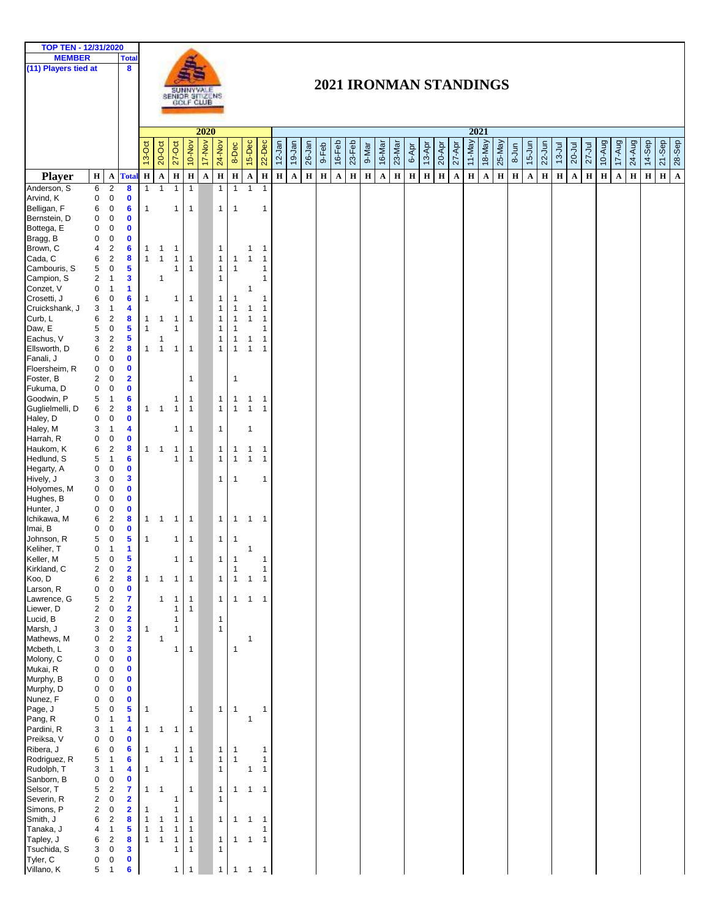**TOP TEN - 12/31/2020**

| MEMBER | Total |
|---|---|
| (11) Players tied at | 8 |

# 2021 IRONMAN STANDINGS

| | | | | 2020 | | | | | | | | | 2021 | | | | | | | | | | | | | | | | | | | | | | | | | | | |
|---|---|---|---|---|---|---|---|---|---|---|---|---|---|---|---|---|---|---|---|---|---|---|---|---|---|---|---|---|---|---|---|---|---|---|---|---|---|---|---|---|
| | | | | 13-Oct | 20-Oct | 27-Oct | 10-Nov | 17-Nov | 24-Nov | 8-Dec | 15-Dec | 22-Dec | 12-Jan | 19-Jan | 26-Jan | 9-Feb | 16-Feb | 23-Feb | 9-Mar | 16-Mar | 23-Mar | 6-Apr | 13-Apr | 20-Apr | 27-Apr | 11-May | 18-May | 25-May | 8-Jun | 15-Jun | 22-Jun | 13-Jul | 20-Jul | 27-Jul | 10-Aug | 17-Aug | 24-Aug | 14-Sep | 21-Sep | 28-Sep |
| **Player** | **H** | **A** | **Total** | **H** | **A** | **H** | **H** | **A** | **H** | **H** | **A** | **H** | **H** | **A** | **H** | **H** | **A** | **H** | **H** | **A** | **H** | **H** | **H** | **H** | **A** | **H** | **A** | **H** | **H** | **A** | **H** | **H** | **A** | **H** | **H** | **A** | **H** | **H** | **H** | **A** |
| Anderson, S | 6 | 2 | 8 | 1 | 1 | 1 | 1 | | 1 | 1 | 1 | 1 | | | | | | | | | | | | | | | | | | | | | | | | | | | | |
| Arvind, K | 0 | 0 | 0 | | | | | | | | | | | | | | | | | | | | | | | | | | | | | | | | | | | | | |
| Belligan, F | 6 | 0 | 6 | 1 | | 1 | 1 | | 1 | 1 | | 1 | | | | | | | | | | | | | | | | | | | | | | | | | | | | |
| Bernstein, D | 0 | 0 | 0 | | | | | | | | | | | | | | | | | | | | | | | | | | | | | | | | | | | | | |
| Bottega, E | 0 | 0 | 0 | | | | | | | | | | | | | | | | | | | | | | | | | | | | | | | | | | | | | |
| Bragg, B | 0 | 0 | 0 | | | | | | | | | | | | | | | | | | | | | | | | | | | | | | | | | | | | | |
| Brown, C | 4 | 2 | 6 | 1 | 1 | 1 | | | 1 | | 1 | 1 | | | | | | | | | | | | | | | | | | | | | | | | | | | | |
| Cada, C | 6 | 2 | 8 | 1 | 1 | 1 | 1 | | 1 | 1 | 1 | 1 | | | | | | | | | | | | | | | | | | | | | | | | | | | | |
| Cambouris, S | 5 | 0 | 5 | | | 1 | 1 | | 1 | 1 | | 1 | | | | | | | | | | | | | | | | | | | | | | | | | | | | |
| Campion, S | 2 | 1 | 3 | | 1 | | | | 1 | | | 1 | | | | | | | | | | | | | | | | | | | | | | | | | | | | |
| Conzet, V | 0 | 1 | 1 | | | | | | | | 1 | | | | | | | | | | | | | | | | | | | | | | | | | | | | | |
| Crosetti, J | 6 | 0 | 6 | 1 | | 1 | 1 | | 1 | 1 | | 1 | | | | | | | | | | | | | | | | | | | | | | | | | | | | |
| Cruickshank, J | 3 | 1 | 4 | | | | | | 1 | 1 | 1 | 1 | | | | | | | | | | | | | | | | | | | | | | | | | | | | |
| Curb, L | 6 | 2 | 8 | 1 | 1 | 1 | 1 | | 1 | 1 | 1 | 1 | | | | | | | | | | | | | | | | | | | | | | | | | | | | |
| Daw, E | 5 | 0 | 5 | 1 | | 1 | | | 1 | 1 | | 1 | | | | | | | | | | | | | | | | | | | | | | | | | | | | |
| Eachus, V | 3 | 2 | 5 | | 1 | | | | 1 | 1 | 1 | 1 | | | | | | | | | | | | | | | | | | | | | | | | | | | | |
| Ellsworth, D | 6 | 2 | 8 | 1 | 1 | 1 | 1 | | 1 | 1 | 1 | 1 | | | | | | | | | | | | | | | | | | | | | | | | | | | | |
| Fanali, J | 0 | 0 | 0 | | | | | | | | | | | | | | | | | | | | | | | | | | | | | | | | | | | | | |
| Floersheim, R | 0 | 0 | 0 | | | | | | | | | | | | | | | | | | | | | | | | | | | | | | | | | | | | | |
| Foster, B | 2 | 0 | 2 | | | | 1 | | | 1 | | | | | | | | | | | | | | | | | | | | | | | | | | | | | | |
| Fukuma, D | 0 | 0 | 0 | | | | | | | | | | | | | | | | | | | | | | | | | | | | | | | | | | | | | |
| Goodwin, P | 5 | 1 | 6 | | | 1 | 1 | | 1 | 1 | 1 | 1 | | | | | | | | | | | | | | | | | | | | | | | | | | | | |
| Guglielmelli, D | 6 | 2 | 8 | 1 | 1 | 1 | 1 | | 1 | 1 | 1 | 1 | | | | | | | | | | | | | | | | | | | | | | | | | | | | |
| Haley, D | 0 | 0 | 0 | | | | | | | | | | | | | | | | | | | | | | | | | | | | | | | | | | | | | |
| Haley, M | 3 | 1 | 4 | | | 1 | 1 | | 1 | | 1 | | | | | | | | | | | | | | | | | | | | | | | | | | | | | |
| Harrah, R | 0 | 0 | 0 | | | | | | | | | | | | | | | | | | | | | | | | | | | | | | | | | | | | | |
| Haukom, K | 6 | 2 | 8 | 1 | 1 | 1 | 1 | | 1 | 1 | 1 | 1 | | | | | | | | | | | | | | | | | | | | | | | | | | | | |
| Hedlund, S | 5 | 1 | 6 | | | 1 | 1 | | 1 | 1 | 1 | 1 | | | | | | | | | | | | | | | | | | | | | | | | | | | | |
| Hegarty, A | 0 | 0 | 0 | | | | | | | | | | | | | | | | | | | | | | | | | | | | | | | | | | | | | |
| Hively, J | 3 | 0 | 3 | | | | | | 1 | 1 | | 1 | | | | | | | | | | | | | | | | | | | | | | | | | | | | |
| Holyomes, M | 0 | 0 | 0 | | | | | | | | | | | | | | | | | | | | | | | | | | | | | | | | | | | | | |
| Hughes, B | 0 | 0 | 0 | | | | | | | | | | | | | | | | | | | | | | | | | | | | | | | | | | | | | |
| Hunter, J | 0 | 0 | 0 | | | | | | | | | | | | | | | | | | | | | | | | | | | | | | | | | | | | | |
| Ichikawa, M | 6 | 2 | 8 | 1 | 1 | 1 | 1 | | 1 | 1 | 1 | 1 | | | | | | | | | | | | | | | | | | | | | | | | | | | | |
| Imai, B | 0 | 0 | 0 | | | | | | | | | | | | | | | | | | | | | | | | | | | | | | | | | | | | | |
| Johnson, R | 5 | 0 | 5 | 1 | | 1 | 1 | | 1 | 1 | | | | | | | | | | | | | | | | | | | | | | | | | | | | | | |
| Keliher, T | 0 | 1 | 1 | | | | | | | | 1 | | | | | | | | | | | | | | | | | | | | | | | | | | | | | |
| Keller, M | 5 | 0 | 5 | | | 1 | 1 | | 1 | 1 | | 1 | | | | | | | | | | | | | | | | | | | | | | | | | | | | |
| Kirkland, C | 2 | 0 | 2 | | | | | | | 1 | | 1 | | | | | | | | | | | | | | | | | | | | | | | | | | | | |
| Koo, D | 6 | 2 | 8 | 1 | 1 | 1 | 1 | | 1 | 1 | 1 | 1 | | | | | | | | | | | | | | | | | | | | | | | | | | | | |
| Larson, R | 0 | 0 | 0 | | | | | | | | | | | | | | | | | | | | | | | | | | | | | | | | | | | | | |
| Lawrence, G | 5 | 2 | 7 | | 1 | 1 | 1 | | 1 | 1 | 1 | 1 | | | | | | | | | | | | | | | | | | | | | | | | | | | | |
| Liewer, D | 2 | 0 | 2 | | | 1 | 1 | | | | | | | | | | | | | | | | | | | | | | | | | | | | | | | | | |
| Lucid, B | 2 | 0 | 2 | | | 1 | | | 1 | | | | | | | | | | | | | | | | | | | | | | | | | | | | | | | |
| Marsh, J | 3 | 0 | 3 | 1 | | 1 | | | 1 | | | | | | | | | | | | | | | | | | | | | | | | | | | | | | | |
| Mathews, M | 0 | 2 | 2 | | 1 | | | | | | 1 | | | | | | | | | | | | | | | | | | | | | | | | | | | | | |
| Mcbeth, L | 3 | 0 | 3 | | | 1 | 1 | | | 1 | | | | | | | | | | | | | | | | | | | | | | | | | | | | | | |
| Molony, C | 0 | 0 | 0 | | | | | | | | | | | | | | | | | | | | | | | | | | | | | | | | | | | | | |
| Mukai, R | 0 | 0 | 0 | | | | | | | | | | | | | | | | | | | | | | | | | | | | | | | | | | | | | |
| Murphy, B | 0 | 0 | 0 | | | | | | | | | | | | | | | | | | | | | | | | | | | | | | | | | | | | | |
| Murphy, D | 0 | 0 | 0 | | | | | | | | | | | | | | | | | | | | | | | | | | | | | | | | | | | | | |
| Nunez, F | 0 | 0 | 0 | | | | | | | | | | | | | | | | | | | | | | | | | | | | | | | | | | | | | |
| Page, J | 5 | 0 | 5 | 1 | | | 1 | | 1 | 1 | | 1 | | | | | | | | | | | | | | | | | | | | | | | | | | | | |
| Pang, R | 0 | 1 | 1 | | | | | | | | 1 | | | | | | | | | | | | | | | | | | | | | | | | | | | | | |
| Pardini, R | 3 | 1 | 4 | 1 | 1 | 1 | 1 | | | | | | | | | | | | | | | | | | | | | | | | | | | | | | | | | |
| Preiksa, V | 0 | 0 | 0 | | | | | | | | | | | | | | | | | | | | | | | | | | | | | | | | | | | | | |
| Ribera, J | 6 | 0 | 6 | 1 | | 1 | 1 | | 1 | 1 | | 1 | | | | | | | | | | | | | | | | | | | | | | | | | | | | |
| Rodriguez, R | 5 | 1 | 6 | | 1 | 1 | 1 | | 1 | 1 | | 1 | | | | | | | | | | | | | | | | | | | | | | | | | | | | |
| Rudolph, T | 3 | 1 | 4 | 1 | | | | | 1 | | 1 | 1 | | | | | | | | | | | | | | | | | | | | | | | | | | | | |
| Sanborn, B | 0 | 0 | 0 | | | | | | | | | | | | | | | | | | | | | | | | | | | | | | | | | | | | | |
| Selsor, T | 5 | 2 | 7 | 1 | 1 | | 1 | | 1 | 1 | 1 | 1 | | | | | | | | | | | | | | | | | | | | | | | | | | | | |
| Severin, R | 2 | 0 | 2 | | | 1 | | | 1 | | | | | | | | | | | | | | | | | | | | | | | | | | | | | | | |
| Simons, P | 2 | 0 | 2 | 1 | | 1 | | | | | | | | | | | | | | | | | | | | | | | | | | | | | | | | | | |
| Smith, J | 6 | 2 | 8 | 1 | 1 | 1 | 1 | | 1 | 1 | 1 | 1 | | | | | | | | | | | | | | | | | | | | | | | | | | | | |
| Tanaka, J | 4 | 1 | 5 | 1 | 1 | 1 | 1 | | | | | 1 | | | | | | | | | | | | | | | | | | | | | | | | | | | | |
| Tapley, J | 6 | 2 | 8 | 1 | 1 | 1 | 1 | | 1 | 1 | 1 | 1 | | | | | | | | | | | | | | | | | | | | | | | | | | | | |
| Tsuchida, S | 3 | 0 | 3 | | | 1 | 1 | | 1 | | | | | | | | | | | | | | | | | | | | | | | | | | | | | | | |
| Tyler, C | 0 | 0 | 0 | | | | | | | | | | | | | | | | | | | | | | | | | | | | | | | | | | | | | |
| Villano, K | 5 | 1 | 6 | | | 1 | 1 | | 1 | 1 | 1 | 1 | | | | | | | | | | | | | | | | | | | | | | | | | | | | |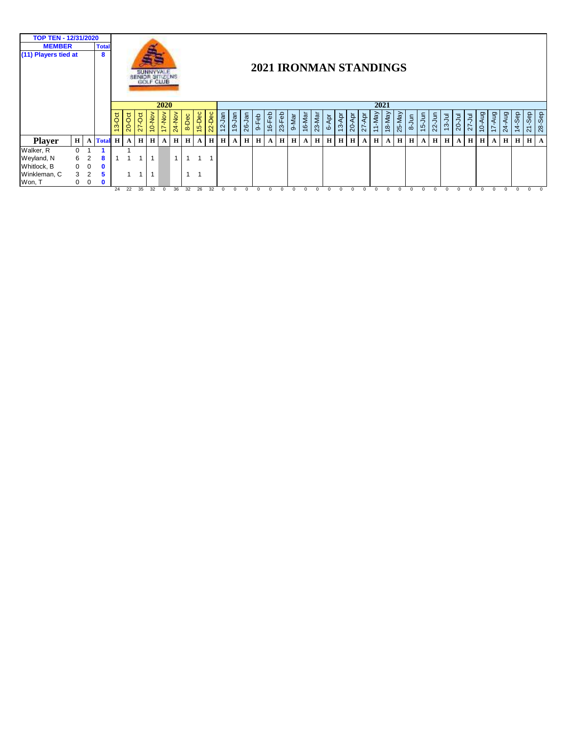**TOP TEN - 12/31/2020**

| MEMBER | Total |
|---|---|
| (11) Players tied at | 8 |

SUNNYVALE SENIOR CITIZENS GOLF CLUB

# 2021 IRONMAN STANDINGS

| | | | | 2020 | | | | | | | | | 2021 | | | | | | | | | | | | | | | | | | | | | | | | | | | | | | | | |
|---|---|---|---|---|---|---|---|---|---|---|---|---|---|---|---|---|---|---|---|---|---|---|---|---|---|---|---|---|---|---|---|---|---|---|---|---|---|---|---|---|---|---|---|---|---|
| | | | | 13-Oct | 20-Oct | 27-Oct | 10-Nov | 17-Nov | 24-Nov | 8-Dec | 15-Dec | 22-Dec | 12-Jan | 19-Jan | 26-Jan | 9-Feb | 16-Feb | 23-Feb | 9-Mar | 16-Mar | 23-Mar | 6-Apr | 13-Apr | 20-Apr | 27-Apr | 11-May | 18-May | 25-May | 8-Jun | 15-Jun | 22-Jun | 13-Jul | 20-Jul | 27-Jul | 10-Aug | 17-Aug | 24-Aug | 14-Sep | 21-Sep | 28-Sep |
| **Player** | **H** | **A** | **Total** | **H** | **A** | **H** | **H** | **A** | **H** | **H** | **A** | **H** | **H** | **A** | **H** | **H** | **A** | **H** | **H** | **A** | **H** | **H** | **H** | **H** | **A** | **H** | **A** | **H** | **H** | **A** | **H** | **H** | **A** | **H** | **H** | **A** | **H** | **H** | **H** | **A** |
| Walker, R | 0 | 1 | 1 | | 1 | | | | | | | | | | | | | | | | | | | | | | | | | | | | | | | | | | | |
| Weyland, N | 6 | 2 | 8 | 1 | 1 | 1 | 1 | | 1 | 1 | 1 | 1 | | | | | | | | | | | | | | | | | | | | | | | | | | | | |
| Whitlock, B | 0 | 0 | 0 | | | | | | | | | | | | | | | | | | | | | | | | | | | | | | | | | | | | | |
| Winkleman, C | 3 | 2 | 5 | | 1 | 1 | 1 | | | 1 | 1 | | | | | | | | | | | | | | | | | | | | | | | | | | | | | |
| Won, T | 0 | 0 | 0 | | | | | | | | | | | | | | | | | | | | | | | | | | | | | | | | | | | | | |
| | | | | 24 | 22 | 35 | 32 | 0 | 36 | 32 | 26 | 32 | 0 | 0 | 0 | 0 | 0 | 0 | 0 | 0 | 0 | 0 | 0 | 0 | 0 | 0 | 0 | 0 | 0 | 0 | 0 | 0 | 0 | 0 | 0 | 0 | 0 | 0 | 0 | 0 |